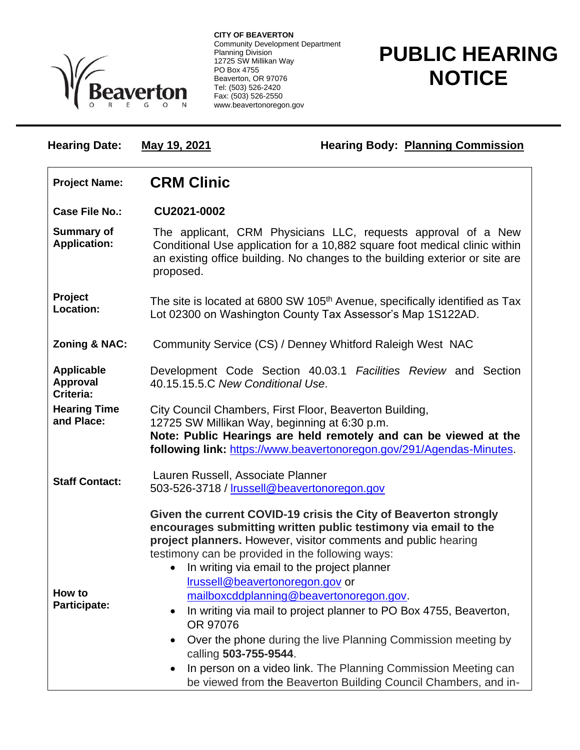**CITY OF BEAVERTON**
Community Development Department
Planning Division
12725 SW Millikan Way
PO Box 4755
Beaverton, OR 97076
Tel: (503) 526-2420
Fax: (503) 526-2550
www.beavertonoregon.gov

# PUBLIC HEARING NOTICE

**Hearing Date:** **May 19, 2021** **Hearing Body:** **Planning Commission**

| | |
|---|---|
| **Project Name:** | **CRM Clinic** |
| **Case File No.:** | **CU2021-0002** |
| **Summary of Application:** | The applicant, CRM Physicians LLC, requests approval of a New Conditional Use application for a 10,882 square foot medical clinic within an existing office building. No changes to the building exterior or site are proposed. |
| **Project Location:** | The site is located at 6800 SW 105th Avenue, specifically identified as Tax Lot 02300 on Washington County Tax Assessor's Map 1S122AD. |
| **Zoning & NAC:** | Community Service (CS) / Denney Whitford Raleigh West NAC |
| **Applicable Approval Criteria:** | Development Code Section 40.03.1 *Facilities Review* and Section 40.15.15.5.C *New Conditional Use*. |
| **Hearing Time and Place:** | City Council Chambers, First Floor, Beaverton Building, 12725 SW Millikan Way, beginning at 6:30 p.m. **Note: Public Hearings are held remotely and can be viewed at the following link:** https://www.beavertonoregon.gov/291/Agendas-Minutes. |
| **Staff Contact:** | Lauren Russell, Associate Planner 503-526-3718 / lrussell@beavertonoregon.gov |
| **How to Participate:** | **Given the current COVID-19 crisis the City of Beaverton strongly encourages submitting written public testimony via email to the project planners.** However, visitor comments and public hearing testimony can be provided in the following ways: <br>• In writing via email to the project planner lrussell@beavertonoregon.gov or mailboxcddplanning@beavertonoregon.gov. <br>• In writing via mail to project planner to PO Box 4755, Beaverton, OR 97076 <br>• Over the phone during the live Planning Commission meeting by calling **503-755-9544**. <br>• In person on a video link. The Planning Commission Meeting can be viewed from the Beaverton Building Council Chambers, and in- |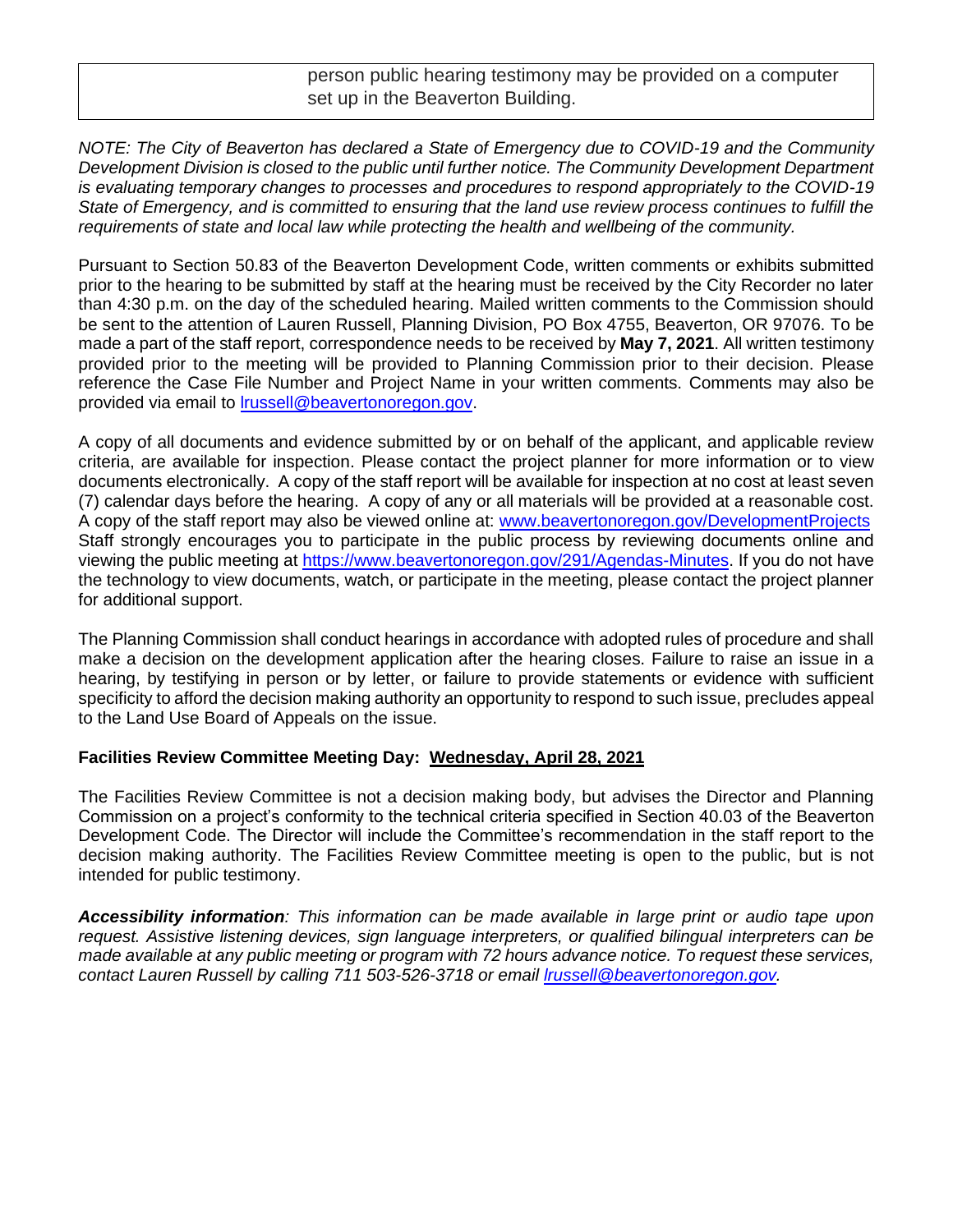| | person public hearing testimony may be provided on a computer set up in the Beaverton Building. |
|---|---|

*NOTE: The City of Beaverton has declared a State of Emergency due to COVID-19 and the Community Development Division is closed to the public until further notice. The Community Development Department is evaluating temporary changes to processes and procedures to respond appropriately to the COVID-19 State of Emergency, and is committed to ensuring that the land use review process continues to fulfill the requirements of state and local law while protecting the health and wellbeing of the community.*

Pursuant to Section 50.83 of the Beaverton Development Code, written comments or exhibits submitted prior to the hearing to be submitted by staff at the hearing must be received by the City Recorder no later than 4:30 p.m. on the day of the scheduled hearing. Mailed written comments to the Commission should be sent to the attention of Lauren Russell, Planning Division, PO Box 4755, Beaverton, OR 97076. To be made a part of the staff report, correspondence needs to be received by **May 7, 2021**. All written testimony provided prior to the meeting will be provided to Planning Commission prior to their decision. Please reference the Case File Number and Project Name in your written comments. Comments may also be provided via email to lrussell@beavertonoregon.gov.

A copy of all documents and evidence submitted by or on behalf of the applicant, and applicable review criteria, are available for inspection. Please contact the project planner for more information or to view documents electronically. A copy of the staff report will be available for inspection at no cost at least seven (7) calendar days before the hearing. A copy of any or all materials will be provided at a reasonable cost. A copy of the staff report may also be viewed online at: www.beavertonoregon.gov/DevelopmentProjects Staff strongly encourages you to participate in the public process by reviewing documents online and viewing the public meeting at https://www.beavertonoregon.gov/291/Agendas-Minutes. If you do not have the technology to view documents, watch, or participate in the meeting, please contact the project planner for additional support.

The Planning Commission shall conduct hearings in accordance with adopted rules of procedure and shall make a decision on the development application after the hearing closes. Failure to raise an issue in a hearing, by testifying in person or by letter, or failure to provide statements or evidence with sufficient specificity to afford the decision making authority an opportunity to respond to such issue, precludes appeal to the Land Use Board of Appeals on the issue.

**Facilities Review Committee Meeting Day: Wednesday, April 28, 2021**

The Facilities Review Committee is not a decision making body, but advises the Director and Planning Commission on a project's conformity to the technical criteria specified in Section 40.03 of the Beaverton Development Code. The Director will include the Committee's recommendation in the staff report to the decision making authority. The Facilities Review Committee meeting is open to the public, but is not intended for public testimony.

***Accessibility information**: This information can be made available in large print or audio tape upon request. Assistive listening devices, sign language interpreters, or qualified bilingual interpreters can be made available at any public meeting or program with 72 hours advance notice. To request these services, contact Lauren Russell by calling 711 503-526-3718 or email lrussell@beavertonoregon.gov.*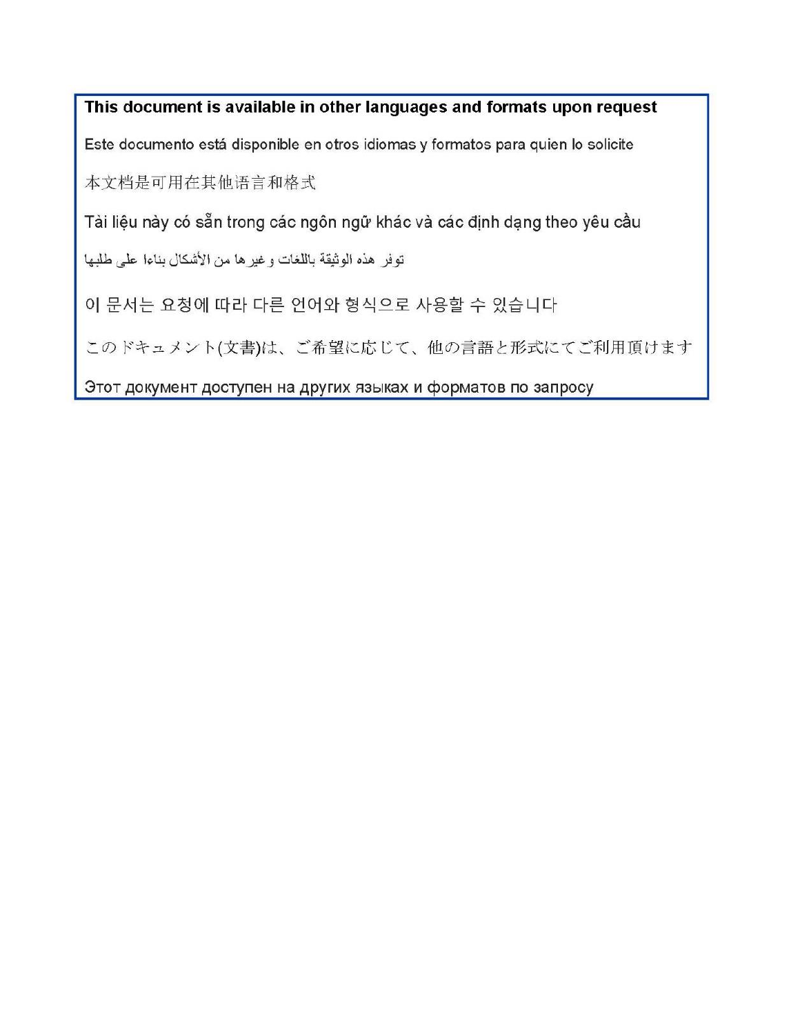**This document is available in other languages and formats upon request**

Este documento está disponible en otros idiomas y formatos para quien lo solicite

本文档是可用在其他语言和格式

Tài liệu này có sẵn trong các ngôn ngữ khác và các định dạng theo yêu cầu

توفر هذه الوثيقة باللغات وغيرها من الأشكال بناءا على طلبها

이 문서는 요청에 따라 다른 언어와 형식으로 사용할 수 있습니다

このドキュメント(文書)は、ご希望に応じて、他の言語と形式にてご利用頂けます

Этот документ доступен на других языках и форматов по запросу